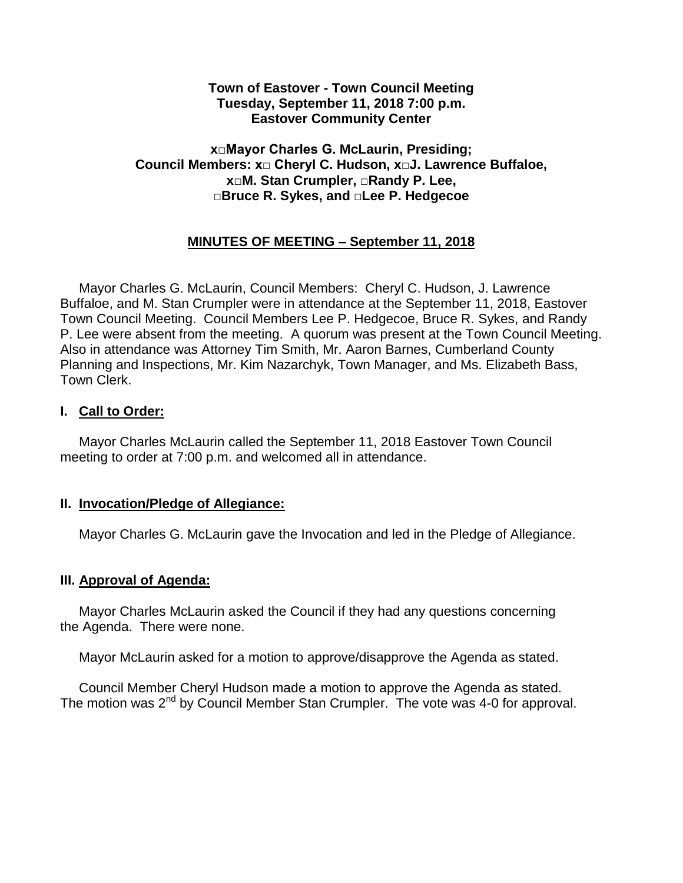**Town of Eastover - Town Council Meeting**
**Tuesday, September 11, 2018 7:00 p.m.**
**Eastover Community Center**

**x□Mayor Charles G. McLaurin, Presiding;**
**Council Members: x□ Cheryl C. Hudson, x□J. Lawrence Buffaloe, x□M. Stan Crumpler, □Randy P. Lee, □Bruce R. Sykes, and □Lee P. Hedgecoe**

## MINUTES OF MEETING – September 11, 2018

Mayor Charles G. McLaurin, Council Members: Cheryl C. Hudson, J. Lawrence Buffaloe, and M. Stan Crumpler were in attendance at the September 11, 2018, Eastover Town Council Meeting. Council Members Lee P. Hedgecoe, Bruce R. Sykes, and Randy P. Lee were absent from the meeting. A quorum was present at the Town Council Meeting. Also in attendance was Attorney Tim Smith, Mr. Aaron Barnes, Cumberland County Planning and Inspections, Mr. Kim Nazarchyk, Town Manager, and Ms. Elizabeth Bass, Town Clerk.

### I. Call to Order:

Mayor Charles McLaurin called the September 11, 2018 Eastover Town Council meeting to order at 7:00 p.m. and welcomed all in attendance.

### II. Invocation/Pledge of Allegiance:

Mayor Charles G. McLaurin gave the Invocation and led in the Pledge of Allegiance.

### III. Approval of Agenda:

Mayor Charles McLaurin asked the Council if they had any questions concerning the Agenda. There were none.

Mayor McLaurin asked for a motion to approve/disapprove the Agenda as stated.

Council Member Cheryl Hudson made a motion to approve the Agenda as stated. The motion was 2nd by Council Member Stan Crumpler. The vote was 4-0 for approval.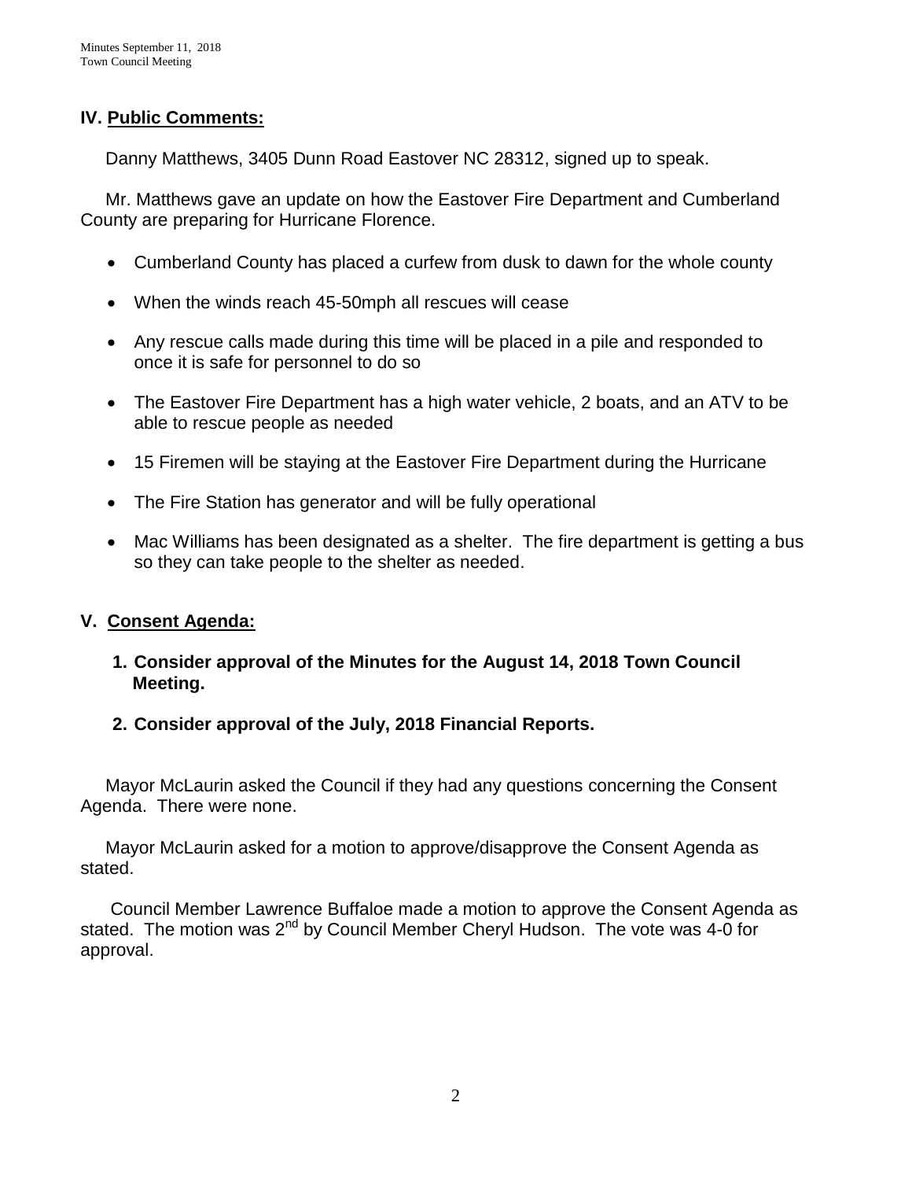## IV. Public Comments:

Danny Matthews, 3405 Dunn Road Eastover NC 28312, signed up to speak.

Mr. Matthews gave an update on how the Eastover Fire Department and Cumberland County are preparing for Hurricane Florence.

- Cumberland County has placed a curfew from dusk to dawn for the whole county
- When the winds reach 45-50mph all rescues will cease
- Any rescue calls made during this time will be placed in a pile and responded to once it is safe for personnel to do so
- The Eastover Fire Department has a high water vehicle, 2 boats, and an ATV to be able to rescue people as needed
- 15 Firemen will be staying at the Eastover Fire Department during the Hurricane
- The Fire Station has generator and will be fully operational
- Mac Williams has been designated as a shelter. The fire department is getting a bus so they can take people to the shelter as needed.

## V. Consent Agenda:

**1. Consider approval of the Minutes for the August 14, 2018 Town Council Meeting.**

**2. Consider approval of the July, 2018 Financial Reports.**

Mayor McLaurin asked the Council if they had any questions concerning the Consent Agenda. There were none.

Mayor McLaurin asked for a motion to approve/disapprove the Consent Agenda as stated.

Council Member Lawrence Buffaloe made a motion to approve the Consent Agenda as stated. The motion was 2nd by Council Member Cheryl Hudson. The vote was 4-0 for approval.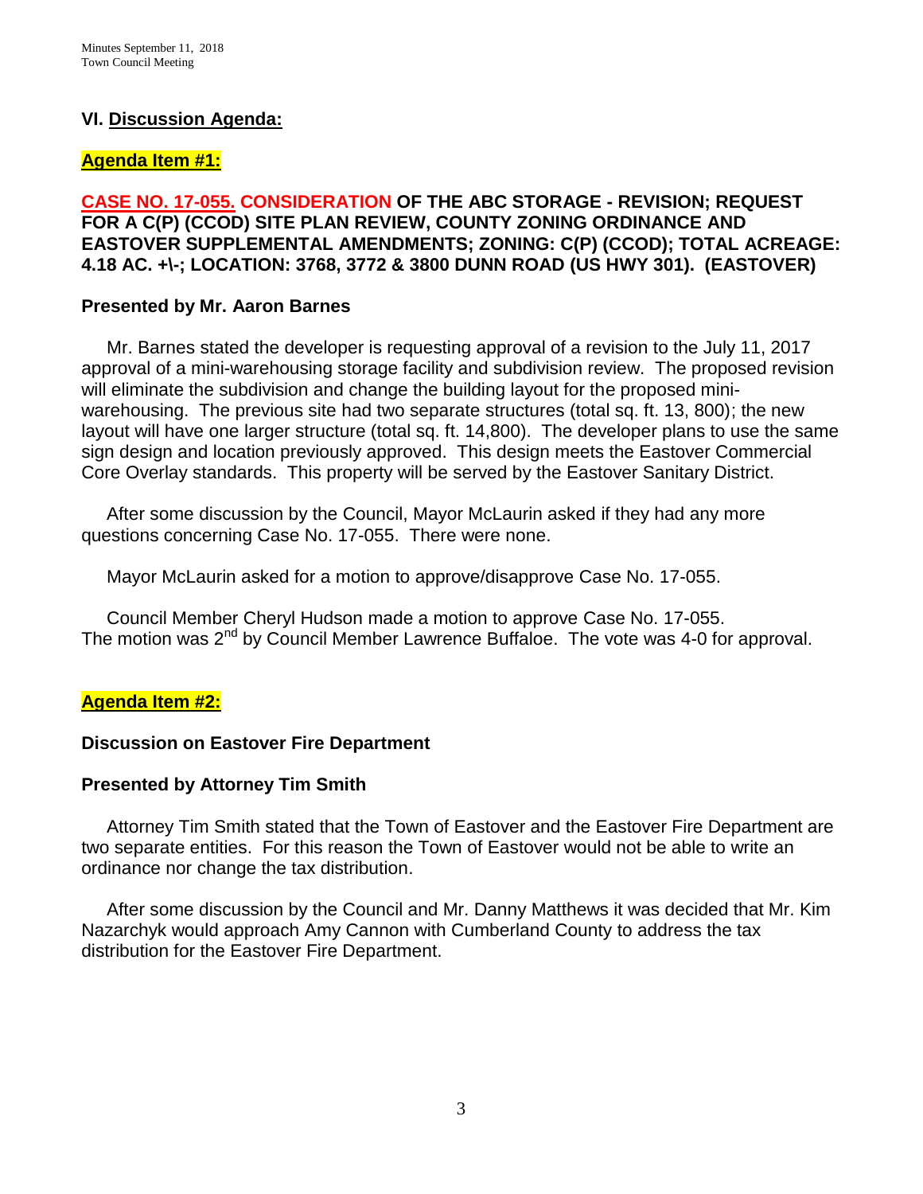## VI. Discussion Agenda:

### Agenda Item #1:

### CASE NO. 17-055. CONSIDERATION OF THE ABC STORAGE - REVISION; REQUEST FOR A C(P) (CCOD) SITE PLAN REVIEW, COUNTY ZONING ORDINANCE AND EASTOVER SUPPLEMENTAL AMENDMENTS; ZONING: C(P) (CCOD); TOTAL ACREAGE: 4.18 AC. +\-; LOCATION: 3768, 3772 & 3800 DUNN ROAD (US HWY 301). (EASTOVER)

**Presented by Mr. Aaron Barnes**

Mr. Barnes stated the developer is requesting approval of a revision to the July 11, 2017 approval of a mini-warehousing storage facility and subdivision review. The proposed revision will eliminate the subdivision and change the building layout for the proposed mini-warehousing. The previous site had two separate structures (total sq. ft. 13, 800); the new layout will have one larger structure (total sq. ft. 14,800). The developer plans to use the same sign design and location previously approved. This design meets the Eastover Commercial Core Overlay standards. This property will be served by the Eastover Sanitary District.

After some discussion by the Council, Mayor McLaurin asked if they had any more questions concerning Case No. 17-055. There were none.

Mayor McLaurin asked for a motion to approve/disapprove Case No. 17-055.

Council Member Cheryl Hudson made a motion to approve Case No. 17-055. The motion was 2nd by Council Member Lawrence Buffaloe. The vote was 4-0 for approval.

### Agenda Item #2:

**Discussion on Eastover Fire Department**

**Presented by Attorney Tim Smith**

Attorney Tim Smith stated that the Town of Eastover and the Eastover Fire Department are two separate entities. For this reason the Town of Eastover would not be able to write an ordinance nor change the tax distribution.

After some discussion by the Council and Mr. Danny Matthews it was decided that Mr. Kim Nazarchyk would approach Amy Cannon with Cumberland County to address the tax distribution for the Eastover Fire Department.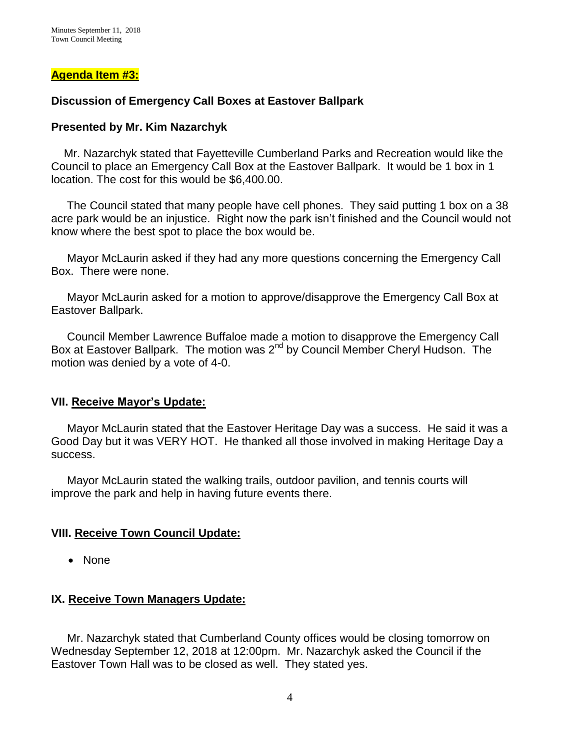**Agenda Item #3:**

### Discussion of Emergency Call Boxes at Eastover Ballpark

### Presented by Mr. Kim Nazarchyk

Mr. Nazarchyk stated that Fayetteville Cumberland Parks and Recreation would like the Council to place an Emergency Call Box at the Eastover Ballpark. It would be 1 box in 1 location. The cost for this would be $6,400.00.

The Council stated that many people have cell phones. They said putting 1 box on a 38 acre park would be an injustice. Right now the park isn't finished and the Council would not know where the best spot to place the box would be.

Mayor McLaurin asked if they had any more questions concerning the Emergency Call Box. There were none.

Mayor McLaurin asked for a motion to approve/disapprove the Emergency Call Box at Eastover Ballpark.

Council Member Lawrence Buffaloe made a motion to disapprove the Emergency Call Box at Eastover Ballpark. The motion was 2nd by Council Member Cheryl Hudson. The motion was denied by a vote of 4-0.

### VII. Receive Mayor's Update:

Mayor McLaurin stated that the Eastover Heritage Day was a success. He said it was a Good Day but it was VERY HOT. He thanked all those involved in making Heritage Day a success.

Mayor McLaurin stated the walking trails, outdoor pavilion, and tennis courts will improve the park and help in having future events there.

### VIII. Receive Town Council Update:

- None

### IX. Receive Town Managers Update:

Mr. Nazarchyk stated that Cumberland County offices would be closing tomorrow on Wednesday September 12, 2018 at 12:00pm. Mr. Nazarchyk asked the Council if the Eastover Town Hall was to be closed as well. They stated yes.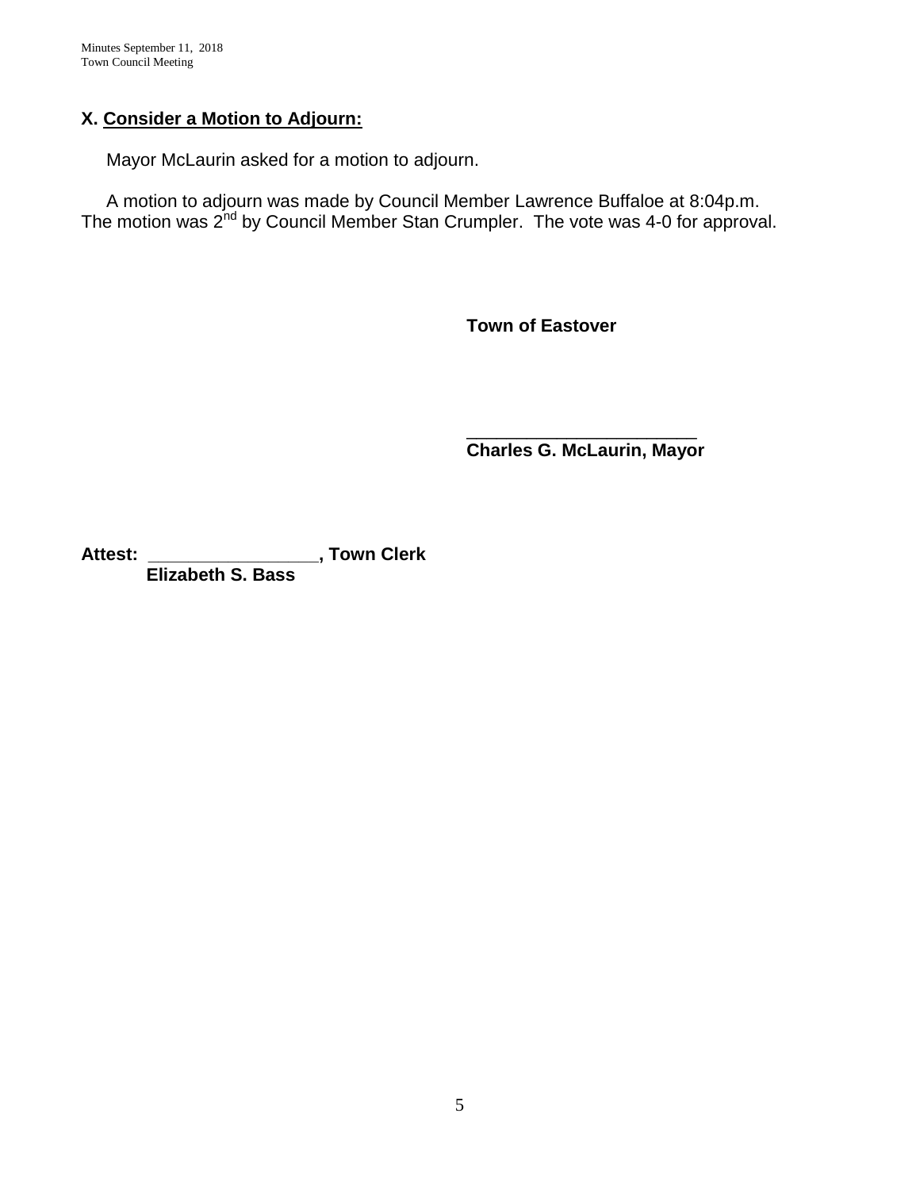### X. Consider a Motion to Adjourn:

Mayor McLaurin asked for a motion to adjourn.

A motion to adjourn was made by Council Member Lawrence Buffaloe at 8:04p.m. The motion was 2nd by Council Member Stan Crumpler. The vote was 4-0 for approval.

**Town of Eastover**

______________________
**Charles G. McLaurin, Mayor**

**Attest: _________________, Town Clerk**
**Elizabeth S. Bass**